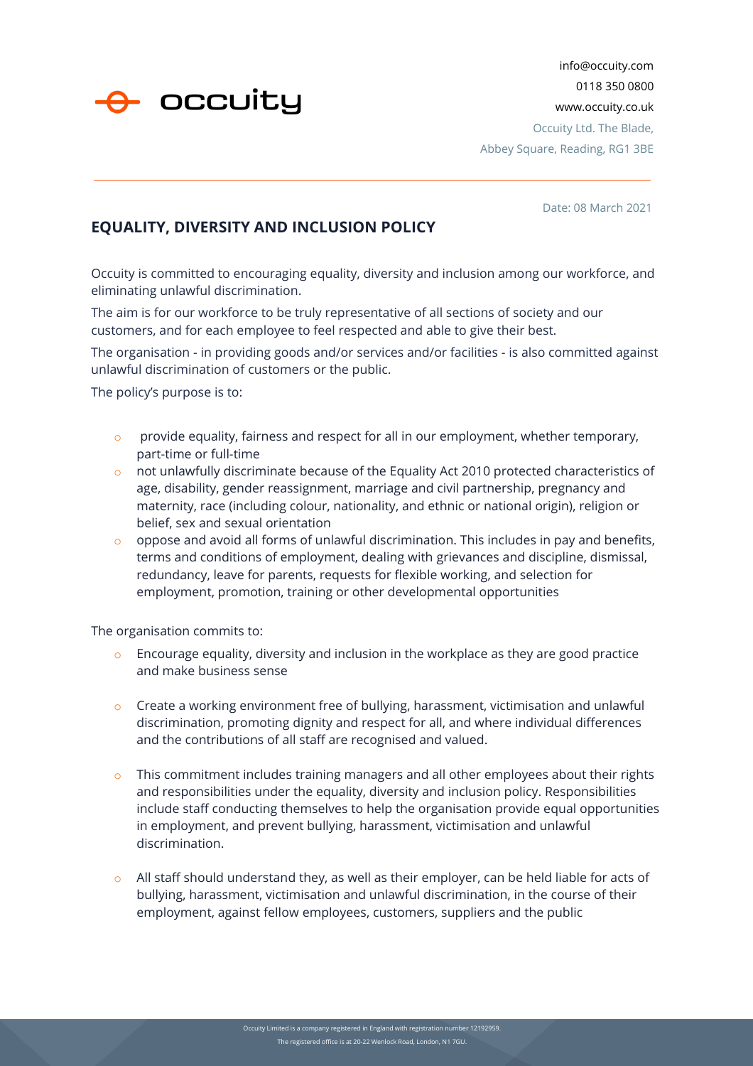occuity

info@occuity.com
0118 350 0800
www.occuity.co.uk
Occuity Ltd. The Blade,
Abbey Square, Reading, RG1 3BE

Date: 08 March 2021

## EQUALITY, DIVERSITY AND INCLUSION POLICY

Occuity is committed to encouraging equality, diversity and inclusion among our workforce, and eliminating unlawful discrimination.

The aim is for our workforce to be truly representative of all sections of society and our customers, and for each employee to feel respected and able to give their best.

The organisation - in providing goods and/or services and/or facilities - is also committed against unlawful discrimination of customers or the public.

The policy's purpose is to:

- provide equality, fairness and respect for all in our employment, whether temporary, part-time or full-time
- not unlawfully discriminate because of the Equality Act 2010 protected characteristics of age, disability, gender reassignment, marriage and civil partnership, pregnancy and maternity, race (including colour, nationality, and ethnic or national origin), religion or belief, sex and sexual orientation
- oppose and avoid all forms of unlawful discrimination. This includes in pay and benefits, terms and conditions of employment, dealing with grievances and discipline, dismissal, redundancy, leave for parents, requests for flexible working, and selection for employment, promotion, training or other developmental opportunities

The organisation commits to:

- Encourage equality, diversity and inclusion in the workplace as they are good practice and make business sense
- Create a working environment free of bullying, harassment, victimisation and unlawful discrimination, promoting dignity and respect for all, and where individual differences and the contributions of all staff are recognised and valued.
- This commitment includes training managers and all other employees about their rights and responsibilities under the equality, diversity and inclusion policy. Responsibilities include staff conducting themselves to help the organisation provide equal opportunities in employment, and prevent bullying, harassment, victimisation and unlawful discrimination.
- All staff should understand they, as well as their employer, can be held liable for acts of bullying, harassment, victimisation and unlawful discrimination, in the course of their employment, against fellow employees, customers, suppliers and the public

Occuity Limited is a company registered in England with registration number 12192959.
The registered office is at 20-22 Wenlock Road, London, N1 7GU.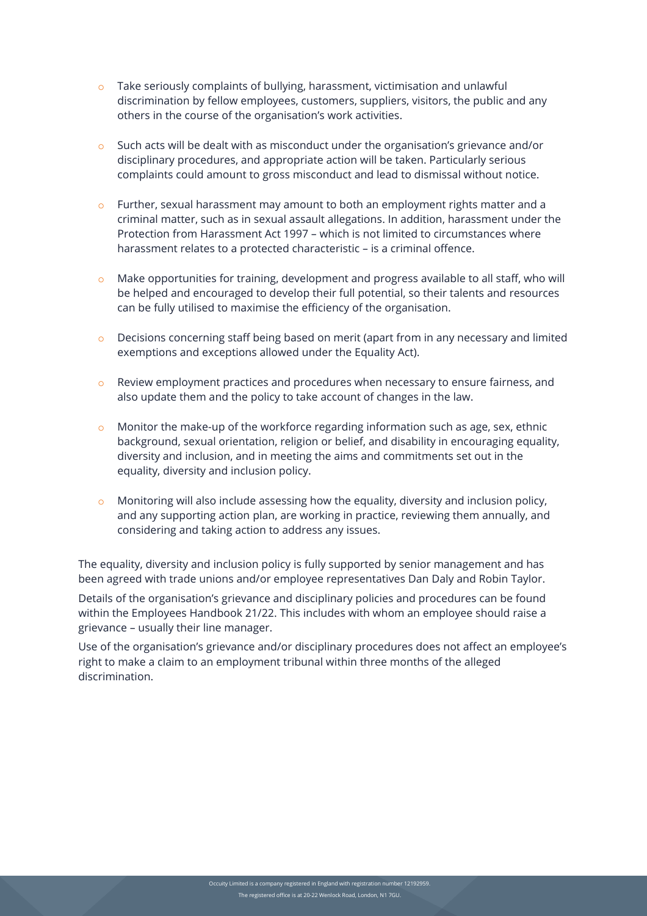- Take seriously complaints of bullying, harassment, victimisation and unlawful discrimination by fellow employees, customers, suppliers, visitors, the public and any others in the course of the organisation's work activities.

- Such acts will be dealt with as misconduct under the organisation's grievance and/or disciplinary procedures, and appropriate action will be taken. Particularly serious complaints could amount to gross misconduct and lead to dismissal without notice.

- Further, sexual harassment may amount to both an employment rights matter and a criminal matter, such as in sexual assault allegations. In addition, harassment under the Protection from Harassment Act 1997 – which is not limited to circumstances where harassment relates to a protected characteristic – is a criminal offence.

- Make opportunities for training, development and progress available to all staff, who will be helped and encouraged to develop their full potential, so their talents and resources can be fully utilised to maximise the efficiency of the organisation.

- Decisions concerning staff being based on merit (apart from in any necessary and limited exemptions and exceptions allowed under the Equality Act).

- Review employment practices and procedures when necessary to ensure fairness, and also update them and the policy to take account of changes in the law.

- Monitor the make-up of the workforce regarding information such as age, sex, ethnic background, sexual orientation, religion or belief, and disability in encouraging equality, diversity and inclusion, and in meeting the aims and commitments set out in the equality, diversity and inclusion policy.

- Monitoring will also include assessing how the equality, diversity and inclusion policy, and any supporting action plan, are working in practice, reviewing them annually, and considering and taking action to address any issues.

The equality, diversity and inclusion policy is fully supported by senior management and has been agreed with trade unions and/or employee representatives Dan Daly and Robin Taylor.

Details of the organisation's grievance and disciplinary policies and procedures can be found within the Employees Handbook 21/22. This includes with whom an employee should raise a grievance – usually their line manager.

Use of the organisation's grievance and/or disciplinary procedures does not affect an employee's right to make a claim to an employment tribunal within three months of the alleged discrimination.